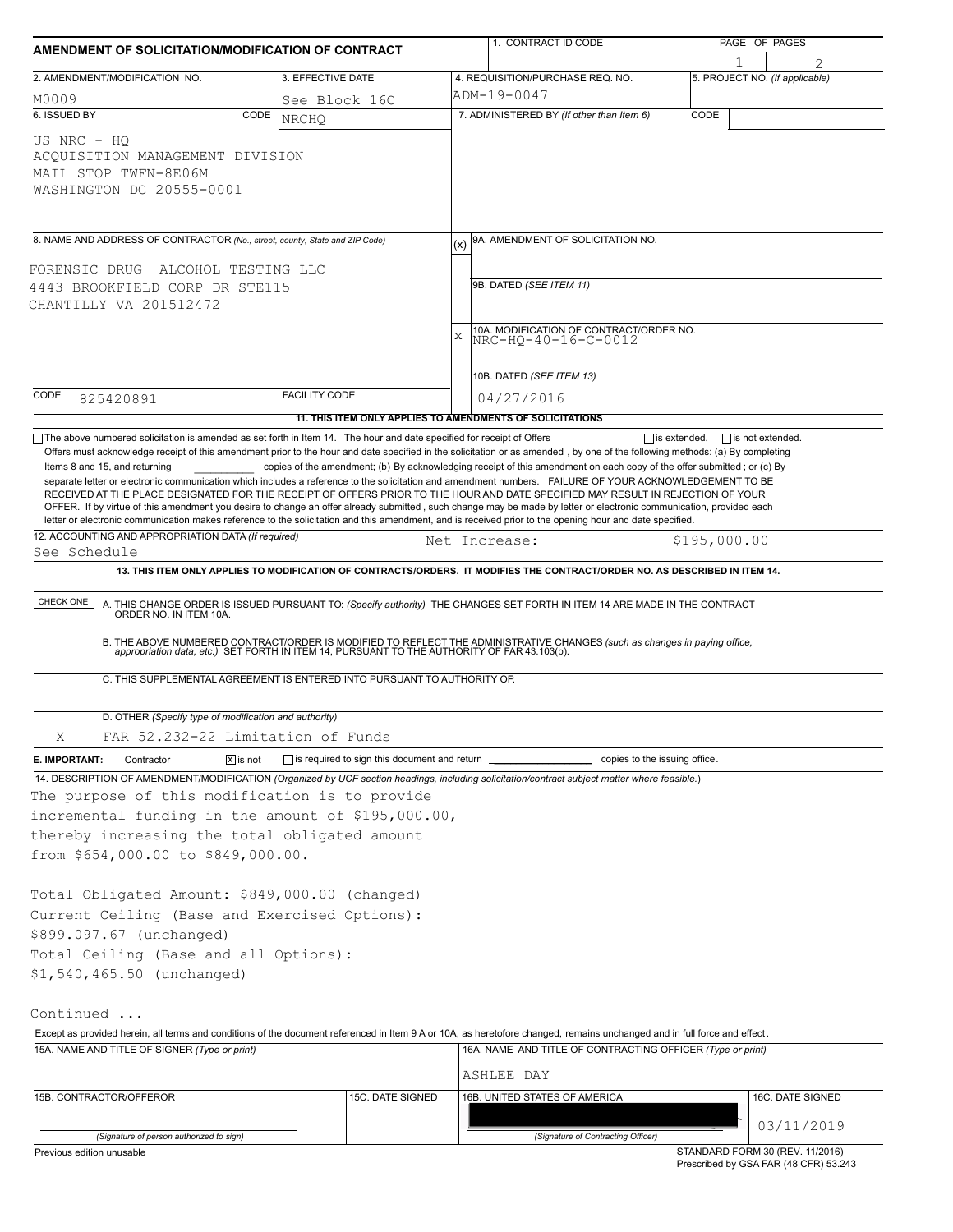# AMENDMENT OF SOLICITATION/MODIFICATION OF CONTRACT

| 1. CONTRACT ID CODE | PAGE OF PAGES |
|---|---|
| | 1 2 |

| 2. AMENDMENT/MODIFICATION NO. | 3. EFFECTIVE DATE | 4. REQUISITION/PURCHASE REQ. NO. | 5. PROJECT NO. (If applicable) |
|---|---|---|---|
| M0009 | See Block 16C | ADM-19-0047 | |

**6. ISSUED BY** CODE NRCHQ

US NRC - HQ
ACQUISITION MANAGEMENT DIVISION
MAIL STOP TWFN-8E06M
WASHINGTON DC 20555-0001

**7. ADMINISTERED BY** (If other than Item 6) CODE

**8. NAME AND ADDRESS OF CONTRACTOR** (No., street, county, State and ZIP Code)

FORENSIC DRUG ALCOHOL TESTING LLC
4443 BROOKFIELD CORP DR STE115
CHANTILLY VA 201512472

(x) 9A. AMENDMENT OF SOLICITATION NO.

9B. DATED (SEE ITEM 11)

X 10A. MODIFICATION OF CONTRACT/ORDER NO.
NRC-HQ-40-16-C-0012

10B. DATED (SEE ITEM 13)
04/27/2016

CODE 825420891 FACILITY CODE

**11. THIS ITEM ONLY APPLIES TO AMENDMENTS OF SOLICITATIONS**

☐ The above numbered solicitation is amended as set forth in Item 14. The hour and date specified for receipt of Offers ☐ is extended, ☐ is not extended.
Offers must acknowledge receipt of this amendment prior to the hour and date specified in the solicitation or as amended , by one of the following methods: (a) By completing Items 8 and 15, and returning ________ copies of the amendment; (b) By acknowledging receipt of this amendment on each copy of the offer submitted ; or (c) By separate letter or electronic communication which includes a reference to the solicitation and amendment numbers. FAILURE OF YOUR ACKNOWLEDGEMENT TO BE RECEIVED AT THE PLACE DESIGNATED FOR THE RECEIPT OF OFFERS PRIOR TO THE HOUR AND DATE SPECIFIED MAY RESULT IN REJECTION OF YOUR OFFER. If by virtue of this amendment you desire to change an offer already submitted , such change may be made by letter or electronic communication, provided each letter or electronic communication makes reference to the solicitation and this amendment, and is received prior to the opening hour and date specified.

**12. ACCOUNTING AND APPROPRIATION DATA** (If required)
See Schedule Net Increase: $195,000.00

**13. THIS ITEM ONLY APPLIES TO MODIFICATION OF CONTRACTS/ORDERS. IT MODIFIES THE CONTRACT/ORDER NO. AS DESCRIBED IN ITEM 14.**

| CHECK ONE | |
|---|---|
| | A. THIS CHANGE ORDER IS ISSUED PURSUANT TO: (Specify authority) THE CHANGES SET FORTH IN ITEM 14 ARE MADE IN THE CONTRACT ORDER NO. IN ITEM 10A. |
| | B. THE ABOVE NUMBERED CONTRACT/ORDER IS MODIFIED TO REFLECT THE ADMINISTRATIVE CHANGES (such as changes in paying office, appropriation data, etc.) SET FORTH IN ITEM 14, PURSUANT TO THE AUTHORITY OF FAR 43.103(b). |
| | C. THIS SUPPLEMENTAL AGREEMENT IS ENTERED INTO PURSUANT TO AUTHORITY OF: |
| X | D. OTHER (Specify type of modification and authority) FAR 52.232-22 Limitation of Funds |

**E. IMPORTANT:** Contractor ☒ is not ☐ is required to sign this document and return ________ copies to the issuing office.

**14. DESCRIPTION OF AMENDMENT/MODIFICATION** (Organized by UCF section headings, including solicitation/contract subject matter where feasible.)

The purpose of this modification is to provide incremental funding in the amount of $195,000.00, thereby increasing the total obligated amount from $654,000.00 to $849,000.00.

Total Obligated Amount: $849,000.00 (changed)
Current Ceiling (Base and Exercised Options):
$899.097.67 (unchanged)
Total Ceiling (Base and all Options):
$1,540,465.50 (unchanged)

Continued ...

Except as provided herein, all terms and conditions of the document referenced in Item 9 A or 10A, as heretofore changed, remains unchanged and in full force and effect.

| 15A. NAME AND TITLE OF SIGNER (Type or print) | | 16A. NAME AND TITLE OF CONTRACTING OFFICER (Type or print) | |
|---|---|---|---|
| | | ASHLEE DAY | |
| 15B. CONTRACTOR/OFFEROR | 15C. DATE SIGNED | 16B. UNITED STATES OF AMERICA | 16C. DATE SIGNED |
| (Signature of person authorized to sign) | | (Signature of Contracting Officer) | 03/11/2019 |

Previous edition unusable

STANDARD FORM 30 (REV. 11/2016)
Prescribed by GSA FAR (48 CFR) 53.243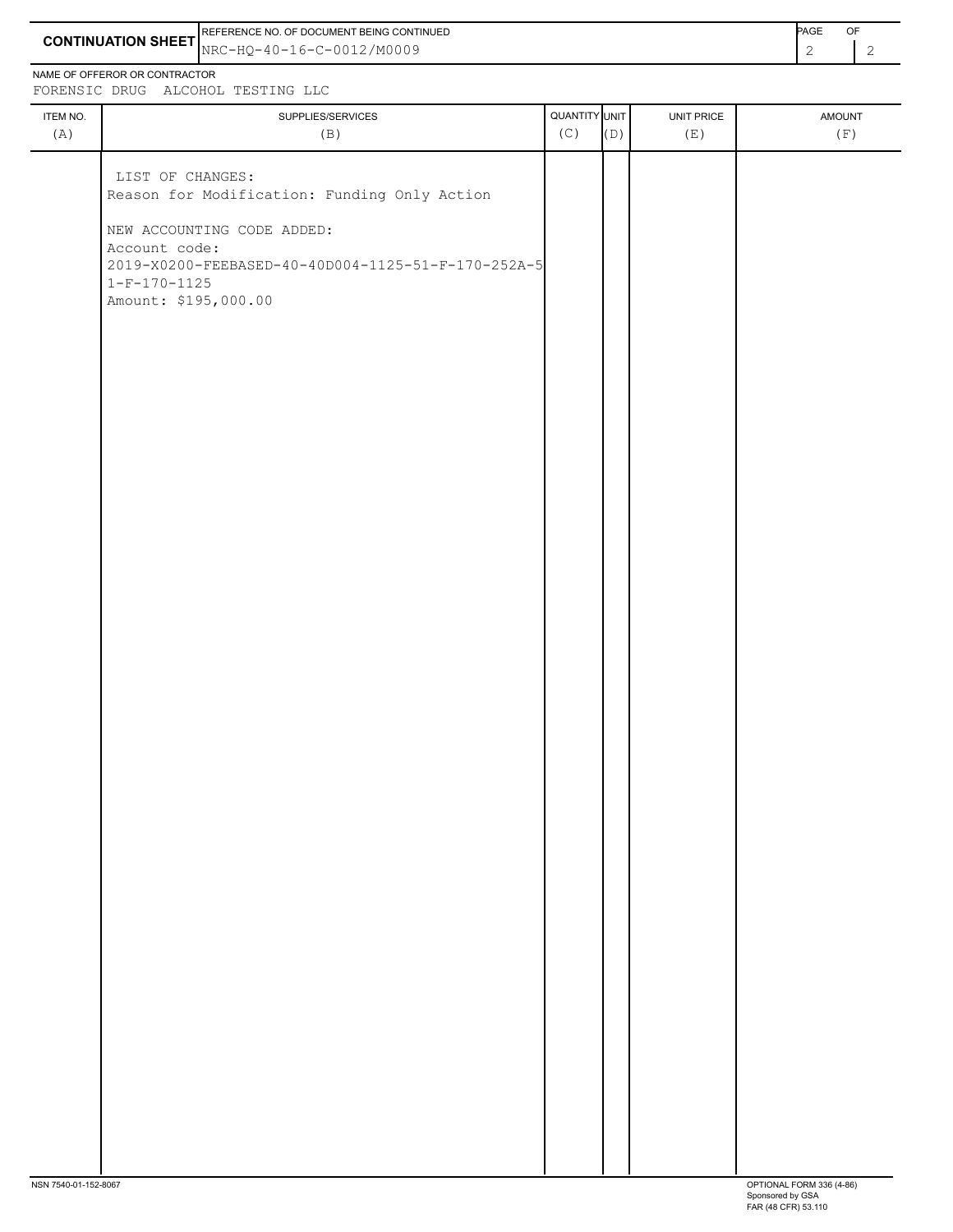**CONTINUATION SHEET**

REFERENCE NO. OF DOCUMENT BEING CONTINUED: NRC-HQ-40-16-C-0012/M0009

NAME OF OFFEROR OR CONTRACTOR: FORENSIC DRUG ALCOHOL TESTING LLC

| ITEM NO. (A) | SUPPLIES/SERVICES (B) | QUANTITY (C) | UNIT (D) | UNIT PRICE (E) | AMOUNT (F) |
|---|---|---|---|---|---|
| | LIST OF CHANGES:<br>Reason for Modification: Funding Only Action<br><br>NEW ACCOUNTING CODE ADDED:<br>Account code:<br>2019-X0200-FEEBASED-40-40D004-1125-51-F-170-252A-51-F-170-1125<br>Amount: $195,000.00 | | | | |

NSN 7540-01-152-8067

OPTIONAL FORM 336 (4-86)
Sponsored by GSA
FAR (48 CFR) 53.110